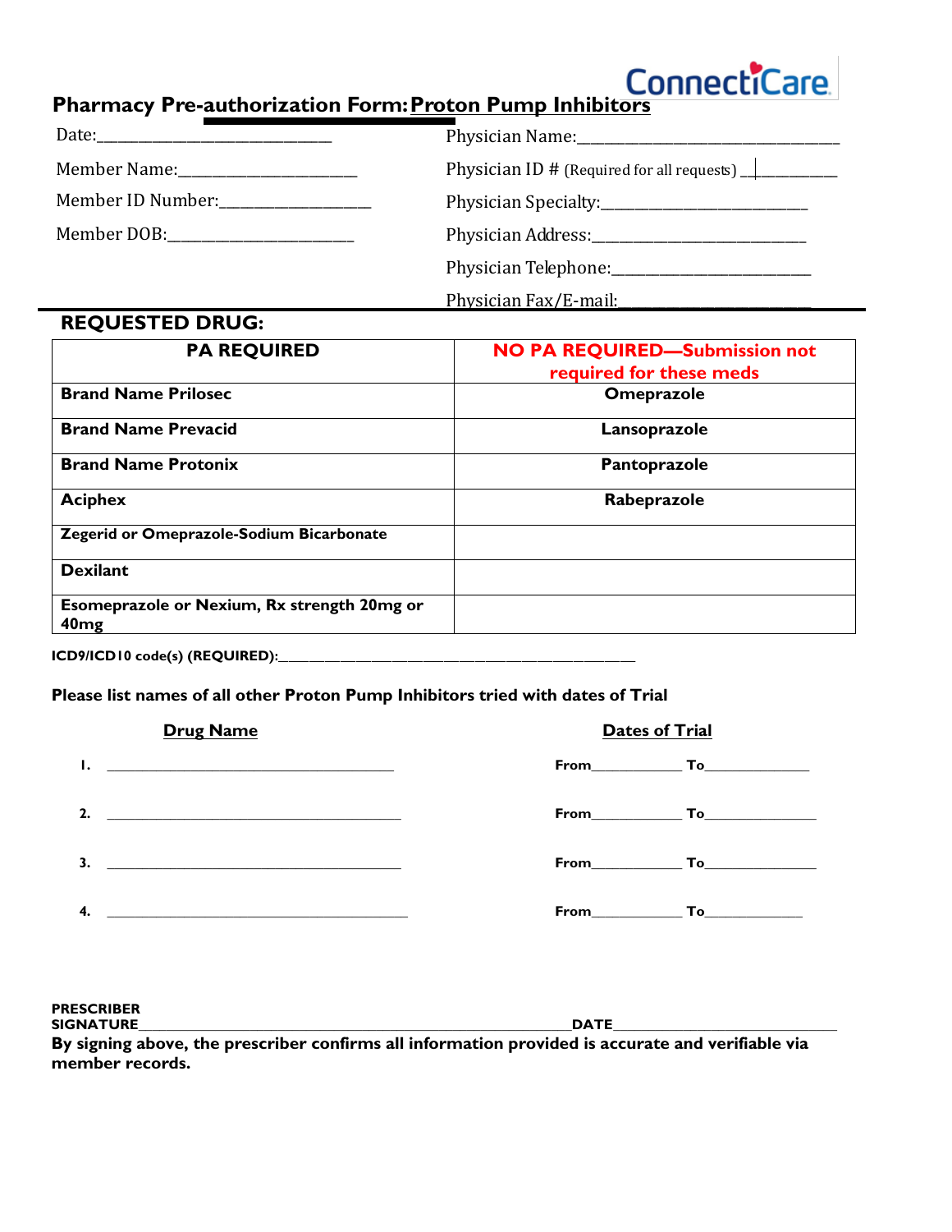ConnectiCare

# Pharmacy Pre-authorization Form: Proton Pump Inhibitors

Date:______________________________

Member Name:______________________

Member ID Number:__________________

Member DOB:_______________________

Physician Name:_________________________________

Physician ID # (Required for all requests) ____________

Physician Specialty:__________________________

Physician Address:____________________________

Physician Telephone:__________________________

Physician Fax/E-mail:_________________________

## REQUESTED DRUG:

| PA REQUIRED | NO PA REQUIRED—Submission not required for these meds |
|---|---|
| **Brand Name Prilosec** | **Omeprazole** |
| **Brand Name Prevacid** | **Lansoprazole** |
| **Brand Name Protonix** | **Pantoprazole** |
| **Aciphex** | **Rabeprazole** |
| **Zegerid or Omeprazole-Sodium Bicarbonate** | |
| **Dexilant** | |
| **Esomeprazole or Nexium, Rx strength 20mg or 40mg** | |

**ICD9/ICD10 code(s) (REQUIRED):**_______________________________________________

**Please list names of all other Proton Pump Inhibitors tried with dates of Trial**

| Drug Name | Dates of Trial |
|---|---|
| 1. ________________________________________ | From____________ To______________ |
| 2. ________________________________________ | From____________ To______________ |
| 3. ________________________________________ | From____________ To______________ |
| 4. ________________________________________ | From____________ To______________ |

**PRESCRIBER SIGNATURE**_________________________________________________________**DATE**_____________________________

**By signing above, the prescriber confirms all information provided is accurate and verifiable via member records.**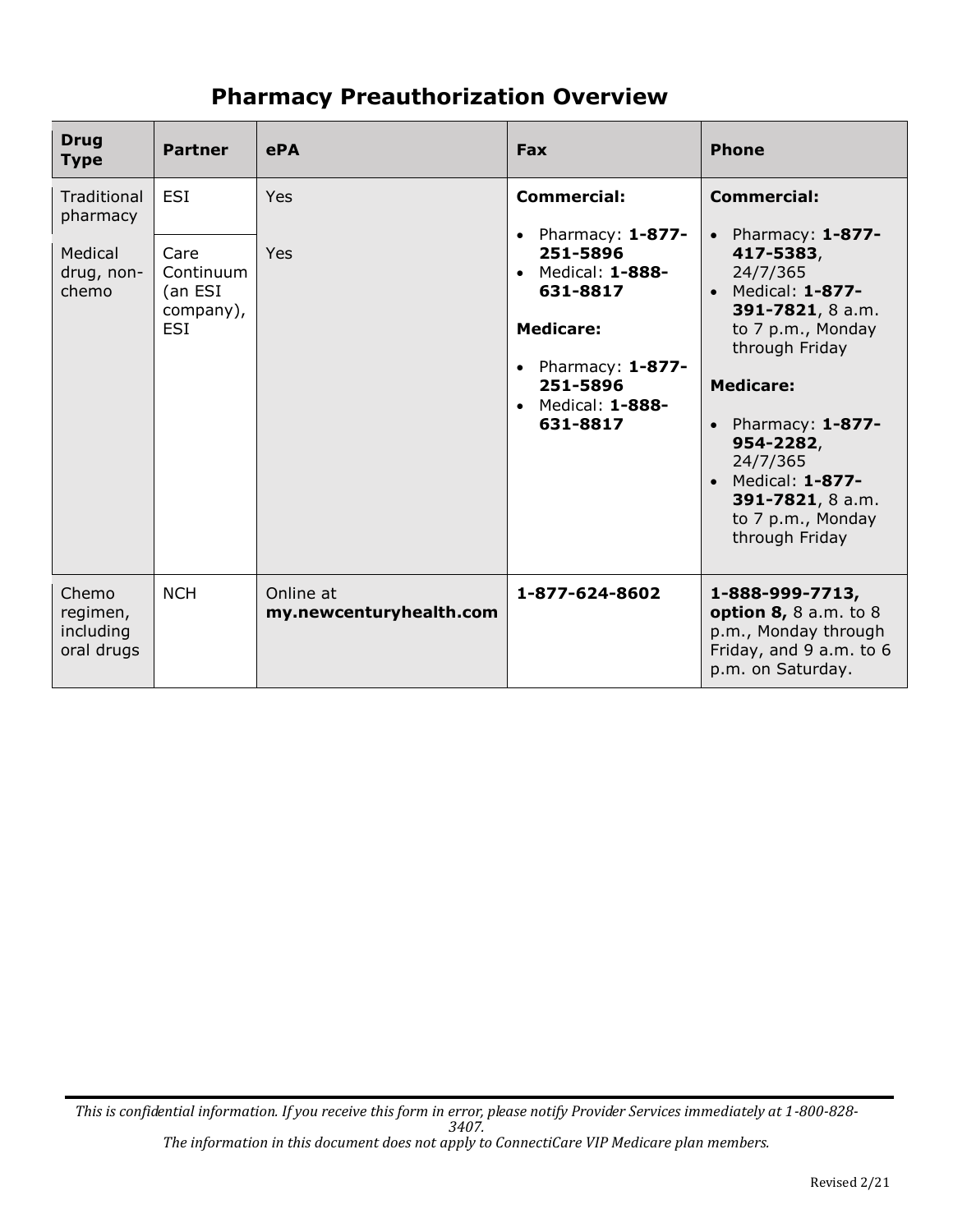## Pharmacy Preauthorization Overview

| Drug Type | Partner | ePA | Fax | Phone |
|---|---|---|---|---|
| Traditional pharmacy | ESI | Yes | **Commercial:**<br>• Pharmacy: **1-877-251-5896**<br>• Medical: **1-888-631-8817**<br><br>**Medicare:**<br>• Pharmacy: **1-877-251-5896**<br>• Medical: **1-888-631-8817** | **Commercial:**<br>• Pharmacy: **1-877-417-5383**, 24/7/365<br>• Medical: **1-877-391-7821**, 8 a.m. to 7 p.m., Monday through Friday<br><br>**Medicare:**<br>• Pharmacy: **1-877-954-2282**, 24/7/365<br>• Medical: **1-877-391-7821**, 8 a.m. to 7 p.m., Monday through Friday |
| Medical drug, non-chemo | Care Continuum (an ESI company), ESI | Yes | | |
| Chemo regimen, including oral drugs | NCH | Online at **my.newcenturyhealth.com** | **1-877-624-8602** | **1-888-999-7713, option 8,** 8 a.m. to 8 p.m., Monday through Friday, and 9 a.m. to 6 p.m. on Saturday. |

*This is confidential information. If you receive this form in error, please notify Provider Services immediately at 1-800-828-3407.*
*The information in this document does not apply to ConnectiCare VIP Medicare plan members.*

Revised 2/21